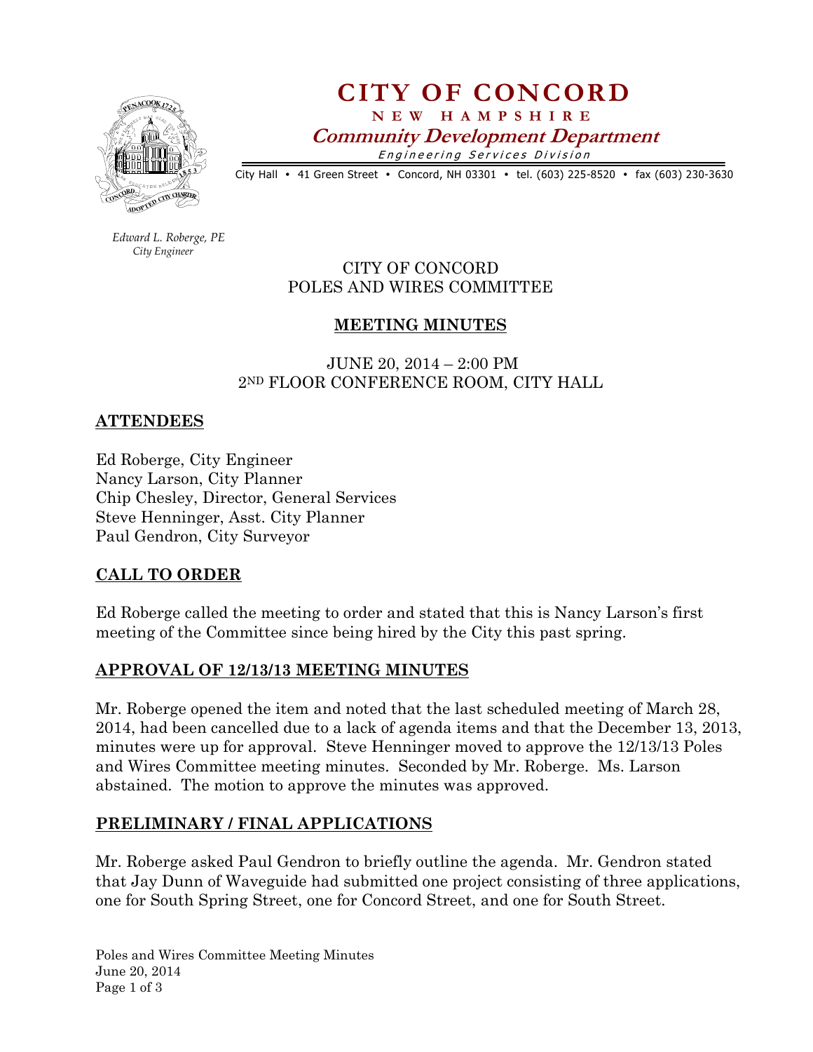# CITY OF CONCORD

**NEW HAMPSHIRE**

***Community Development Department***

*Engineering Services Division*

City Hall • 41 Green Street • Concord, NH 03301 • tel. (603) 225-8520 • fax (603) 230-3630

*Edward L. Roberge, PE*
*City Engineer*

CITY OF CONCORD
POLES AND WIRES COMMITTEE

## MEETING MINUTES

JUNE 20, 2014 – 2:00 PM
2ND FLOOR CONFERENCE ROOM, CITY HALL

## ATTENDEES

Ed Roberge, City Engineer
Nancy Larson, City Planner
Chip Chesley, Director, General Services
Steve Henninger, Asst. City Planner
Paul Gendron, City Surveyor

## CALL TO ORDER

Ed Roberge called the meeting to order and stated that this is Nancy Larson's first meeting of the Committee since being hired by the City this past spring.

## APPROVAL OF 12/13/13 MEETING MINUTES

Mr. Roberge opened the item and noted that the last scheduled meeting of March 28, 2014, had been cancelled due to a lack of agenda items and that the December 13, 2013, minutes were up for approval. Steve Henninger moved to approve the 12/13/13 Poles and Wires Committee meeting minutes. Seconded by Mr. Roberge. Ms. Larson abstained. The motion to approve the minutes was approved.

## PRELIMINARY / FINAL APPLICATIONS

Mr. Roberge asked Paul Gendron to briefly outline the agenda. Mr. Gendron stated that Jay Dunn of Waveguide had submitted one project consisting of three applications, one for South Spring Street, one for Concord Street, and one for South Street.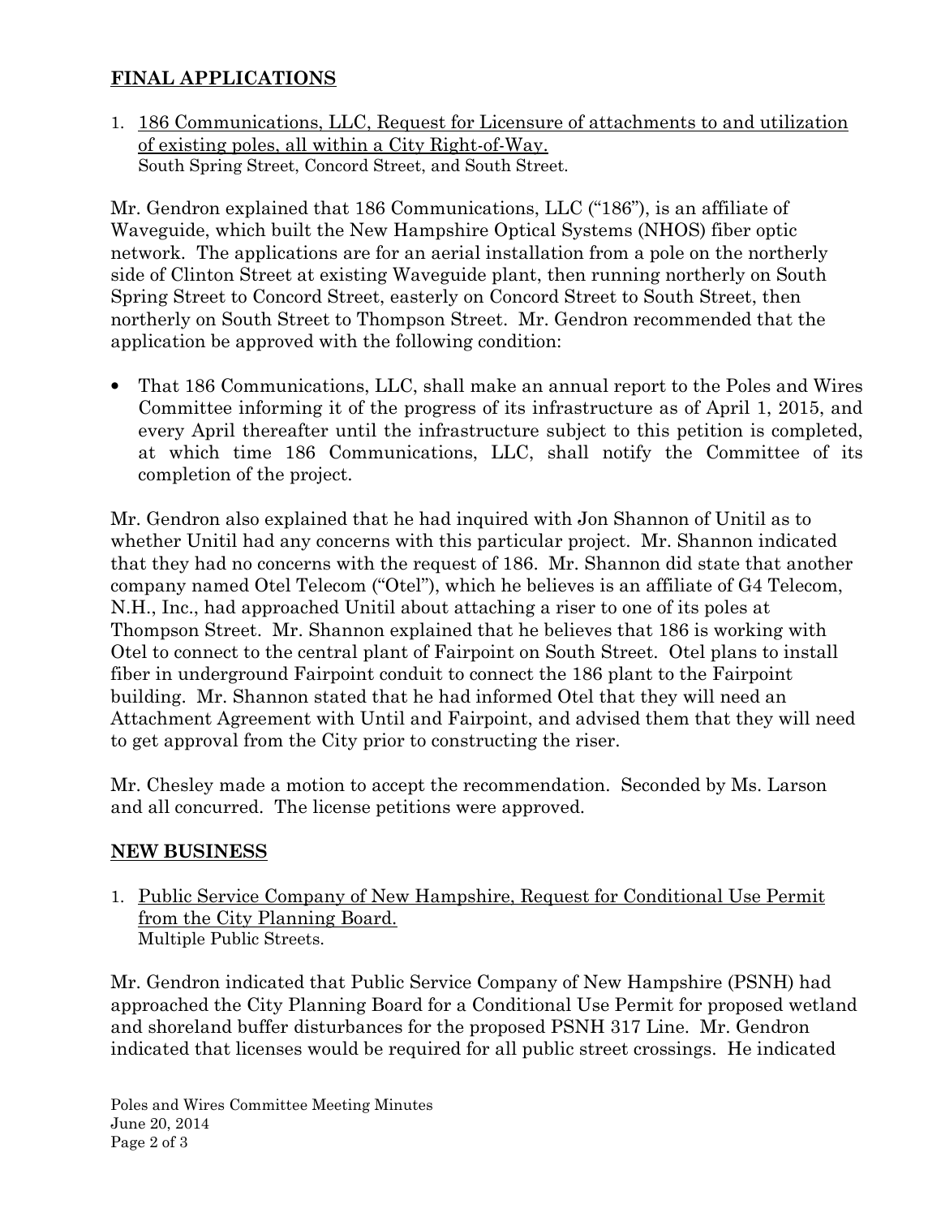## FINAL APPLICATIONS

1. 186 Communications, LLC, Request for Licensure of attachments to and utilization of existing poles, all within a City Right-of-Way.
   South Spring Street, Concord Street, and South Street.

Mr. Gendron explained that 186 Communications, LLC ("186"), is an affiliate of Waveguide, which built the New Hampshire Optical Systems (NHOS) fiber optic network. The applications are for an aerial installation from a pole on the northerly side of Clinton Street at existing Waveguide plant, then running northerly on South Spring Street to Concord Street, easterly on Concord Street to South Street, then northerly on South Street to Thompson Street. Mr. Gendron recommended that the application be approved with the following condition:

- That 186 Communications, LLC, shall make an annual report to the Poles and Wires Committee informing it of the progress of its infrastructure as of April 1, 2015, and every April thereafter until the infrastructure subject to this petition is completed, at which time 186 Communications, LLC, shall notify the Committee of its completion of the project.

Mr. Gendron also explained that he had inquired with Jon Shannon of Unitil as to whether Unitil had any concerns with this particular project. Mr. Shannon indicated that they had no concerns with the request of 186. Mr. Shannon did state that another company named Otel Telecom ("Otel"), which he believes is an affiliate of G4 Telecom, N.H., Inc., had approached Unitil about attaching a riser to one of its poles at Thompson Street. Mr. Shannon explained that he believes that 186 is working with Otel to connect to the central plant of Fairpoint on South Street. Otel plans to install fiber in underground Fairpoint conduit to connect the 186 plant to the Fairpoint building. Mr. Shannon stated that he had informed Otel that they will need an Attachment Agreement with Until and Fairpoint, and advised them that they will need to get approval from the City prior to constructing the riser.

Mr. Chesley made a motion to accept the recommendation. Seconded by Ms. Larson and all concurred. The license petitions were approved.

## NEW BUSINESS

1. Public Service Company of New Hampshire, Request for Conditional Use Permit from the City Planning Board.
   Multiple Public Streets.

Mr. Gendron indicated that Public Service Company of New Hampshire (PSNH) had approached the City Planning Board for a Conditional Use Permit for proposed wetland and shoreland buffer disturbances for the proposed PSNH 317 Line. Mr. Gendron indicated that licenses would be required for all public street crossings. He indicated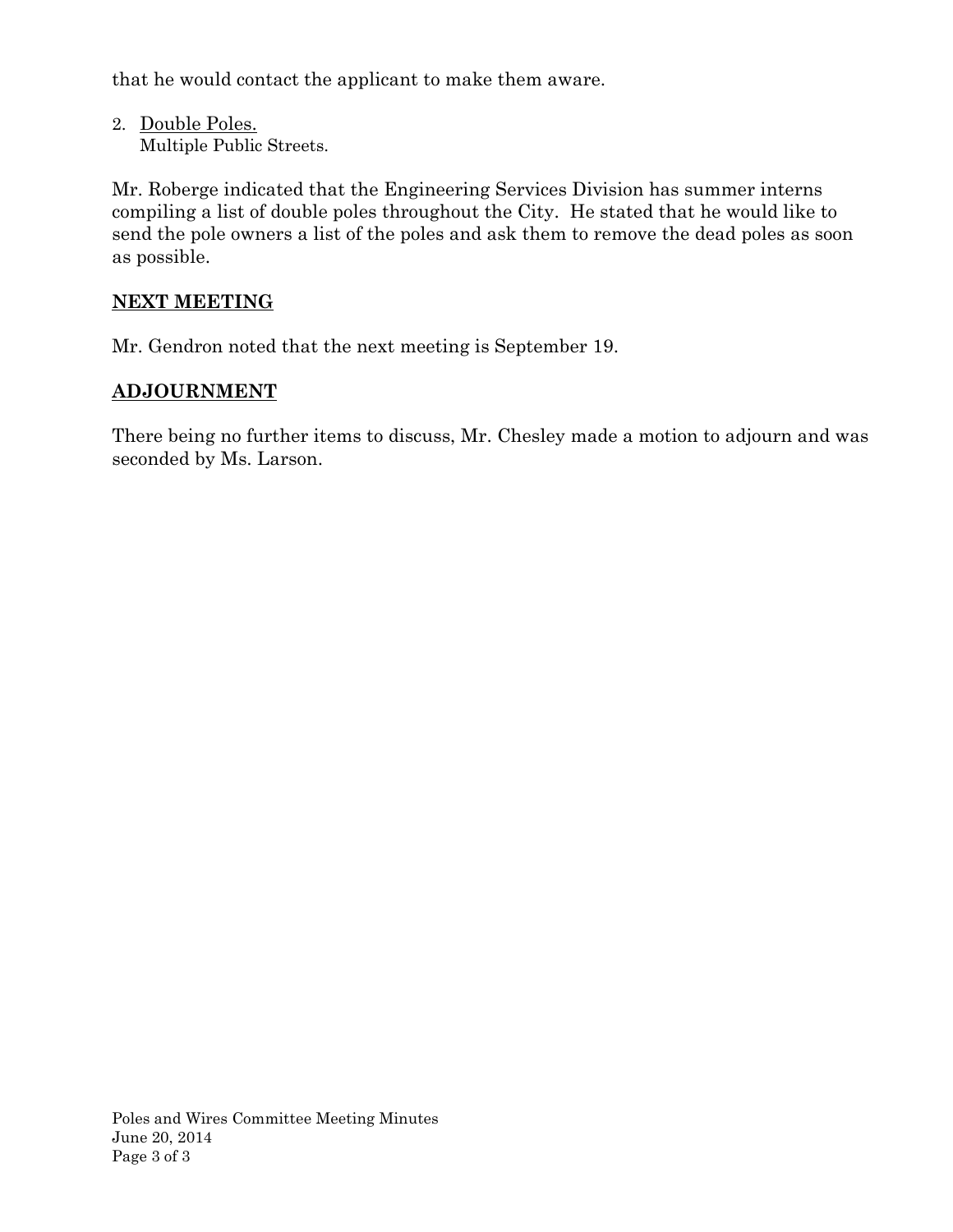that he would contact the applicant to make them aware.

2. Double Poles.
   Multiple Public Streets.

Mr. Roberge indicated that the Engineering Services Division has summer interns compiling a list of double poles throughout the City. He stated that he would like to send the pole owners a list of the poles and ask them to remove the dead poles as soon as possible.

## NEXT MEETING

Mr. Gendron noted that the next meeting is September 19.

## ADJOURNMENT

There being no further items to discuss, Mr. Chesley made a motion to adjourn and was seconded by Ms. Larson.